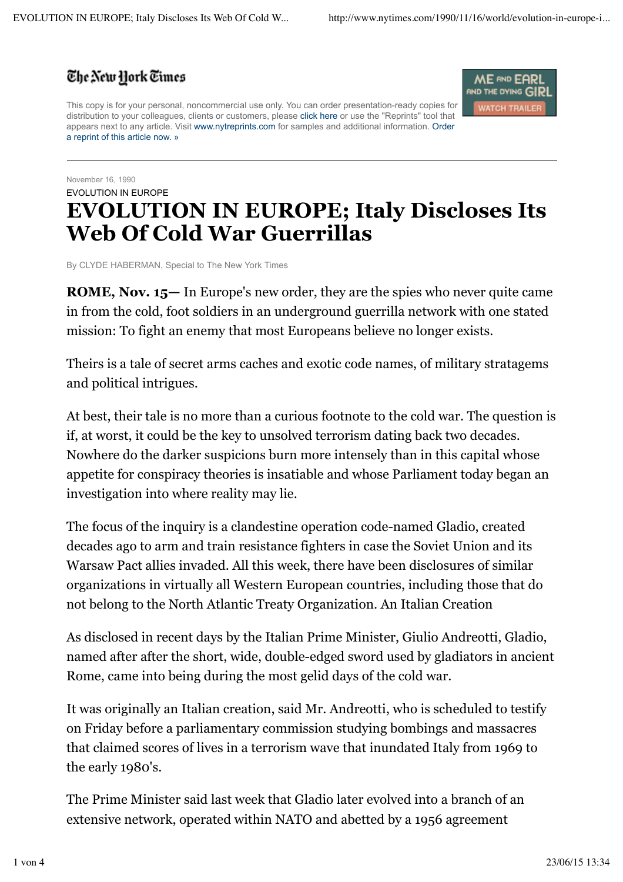The New York Times

This copy is for your personal, noncommercial use only. You can order presentation-ready copies for distribution to your colleagues, clients or customers, please click here or use the "Reprints" tool that appears next to any article. Visit www.nytreprints.com for samples and additional information. Order a reprint of this article now. »

---

November 16, 1990

EVOLUTION IN EUROPE

# EVOLUTION IN EUROPE; Italy Discloses Its Web Of Cold War Guerrillas

By CLYDE HABERMAN, Special to The New York Times

**ROME, Nov. 15—** In Europe's new order, they are the spies who never quite came in from the cold, foot soldiers in an underground guerrilla network with one stated mission: To fight an enemy that most Europeans believe no longer exists.

Theirs is a tale of secret arms caches and exotic code names, of military stratagems and political intrigues.

At best, their tale is no more than a curious footnote to the cold war. The question is if, at worst, it could be the key to unsolved terrorism dating back two decades. Nowhere do the darker suspicions burn more intensely than in this capital whose appetite for conspiracy theories is insatiable and whose Parliament today began an investigation into where reality may lie.

The focus of the inquiry is a clandestine operation code-named Gladio, created decades ago to arm and train resistance fighters in case the Soviet Union and its Warsaw Pact allies invaded. All this week, there have been disclosures of similar organizations in virtually all Western European countries, including those that do not belong to the North Atlantic Treaty Organization. An Italian Creation

As disclosed in recent days by the Italian Prime Minister, Giulio Andreotti, Gladio, named after after the short, wide, double-edged sword used by gladiators in ancient Rome, came into being during the most gelid days of the cold war.

It was originally an Italian creation, said Mr. Andreotti, who is scheduled to testify on Friday before a parliamentary commission studying bombings and massacres that claimed scores of lives in a terrorism wave that inundated Italy from 1969 to the early 1980's.

The Prime Minister said last week that Gladio later evolved into a branch of an extensive network, operated within NATO and abetted by a 1956 agreement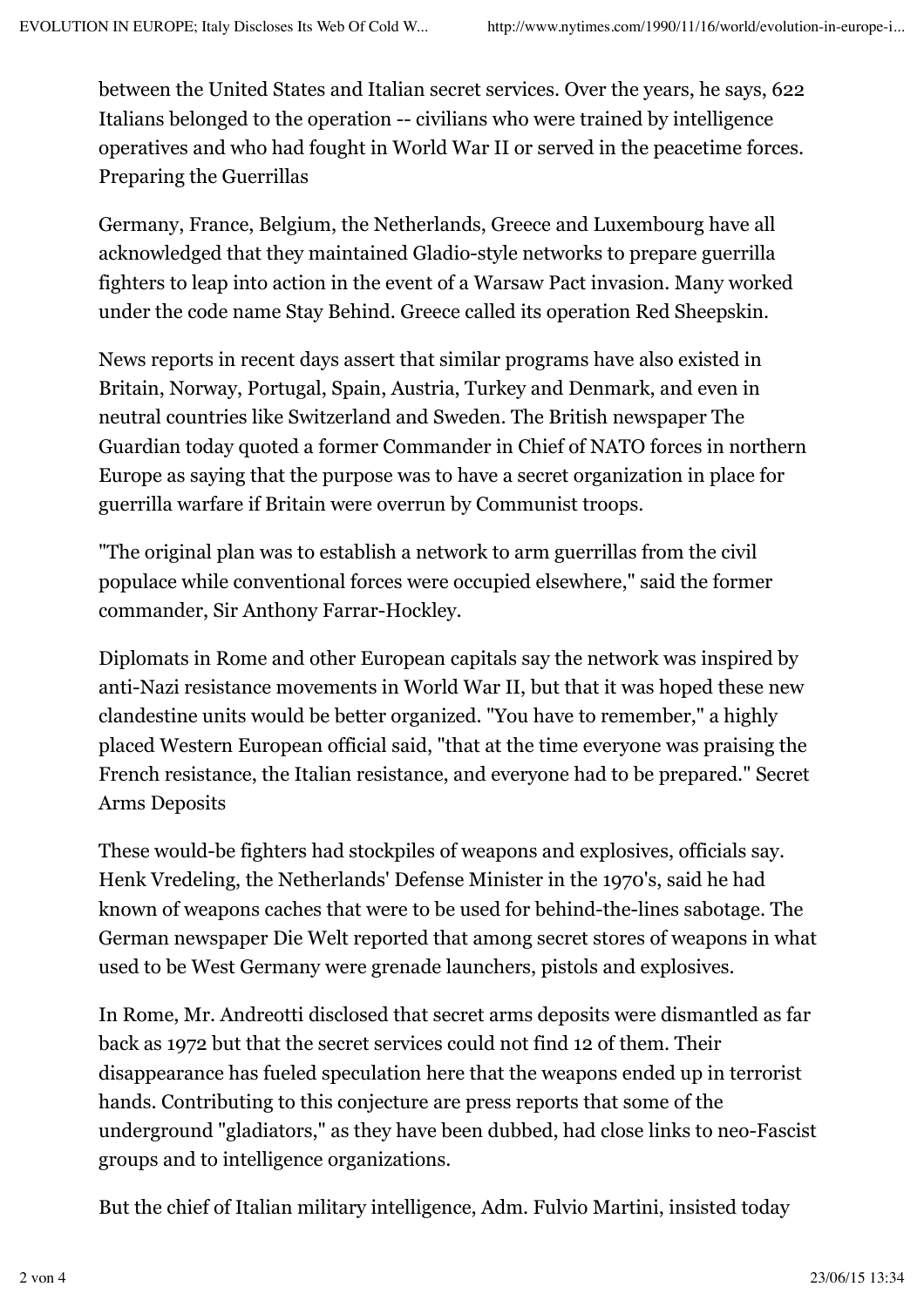between the United States and Italian secret services. Over the years, he says, 622 Italians belonged to the operation -- civilians who were trained by intelligence operatives and who had fought in World War II or served in the peacetime forces.

## Preparing the Guerrillas

Germany, France, Belgium, the Netherlands, Greece and Luxembourg have all acknowledged that they maintained Gladio-style networks to prepare guerrilla fighters to leap into action in the event of a Warsaw Pact invasion. Many worked under the code name Stay Behind. Greece called its operation Red Sheepskin.

News reports in recent days assert that similar programs have also existed in Britain, Norway, Portugal, Spain, Austria, Turkey and Denmark, and even in neutral countries like Switzerland and Sweden. The British newspaper The Guardian today quoted a former Commander in Chief of NATO forces in northern Europe as saying that the purpose was to have a secret organization in place for guerrilla warfare if Britain were overrun by Communist troops.

"The original plan was to establish a network to arm guerrillas from the civil populace while conventional forces were occupied elsewhere," said the former commander, Sir Anthony Farrar-Hockley.

Diplomats in Rome and other European capitals say the network was inspired by anti-Nazi resistance movements in World War II, but that it was hoped these new clandestine units would be better organized. "You have to remember," a highly placed Western European official said, "that at the time everyone was praising the French resistance, the Italian resistance, and everyone had to be prepared."

## Secret Arms Deposits

These would-be fighters had stockpiles of weapons and explosives, officials say. Henk Vredeling, the Netherlands' Defense Minister in the 1970's, said he had known of weapons caches that were to be used for behind-the-lines sabotage. The German newspaper Die Welt reported that among secret stores of weapons in what used to be West Germany were grenade launchers, pistols and explosives.

In Rome, Mr. Andreotti disclosed that secret arms deposits were dismantled as far back as 1972 but that the secret services could not find 12 of them. Their disappearance has fueled speculation here that the weapons ended up in terrorist hands. Contributing to this conjecture are press reports that some of the underground "gladiators," as they have been dubbed, had close links to neo-Fascist groups and to intelligence organizations.

But the chief of Italian military intelligence, Adm. Fulvio Martini, insisted today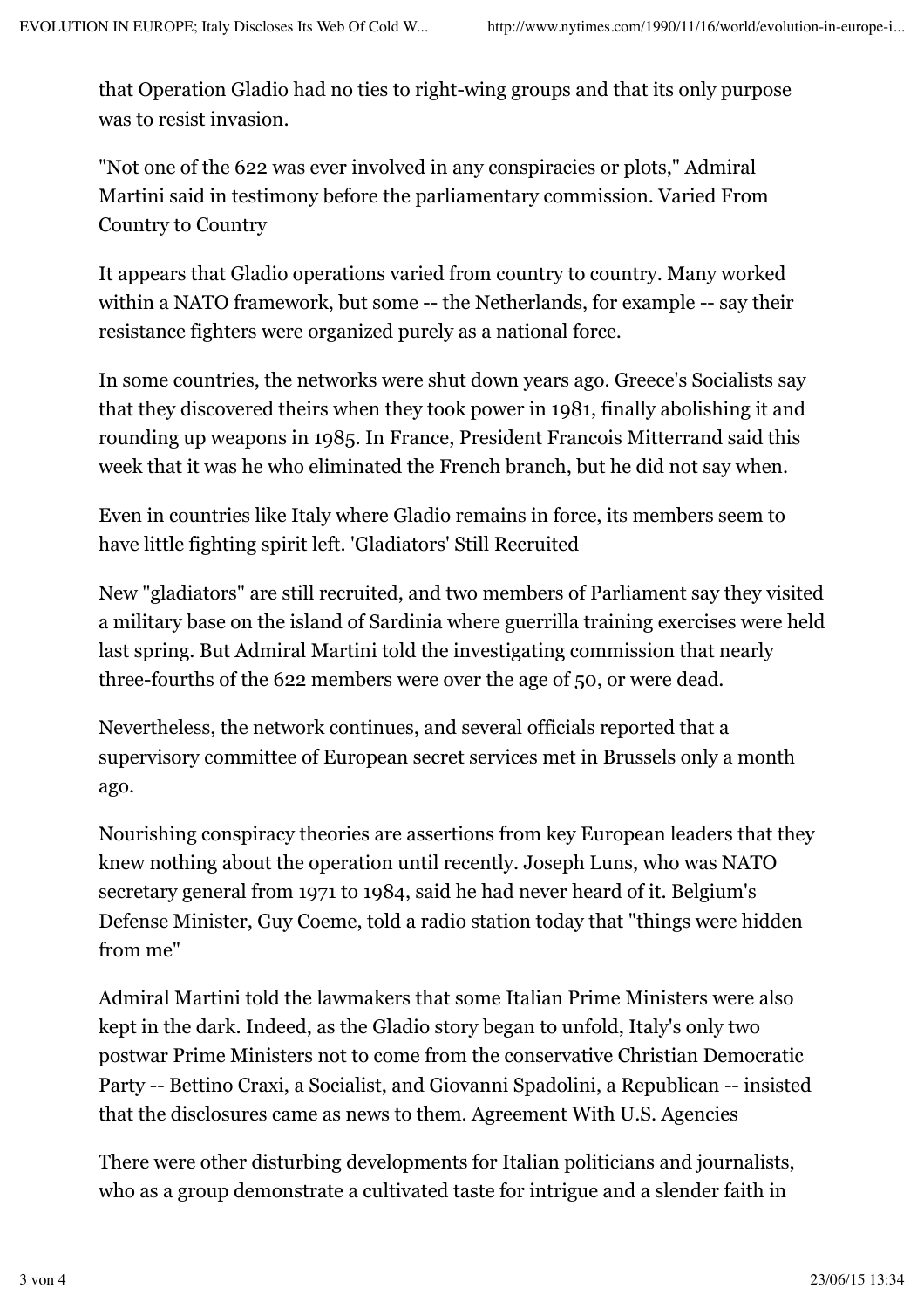that Operation Gladio had no ties to right-wing groups and that its only purpose was to resist invasion.

"Not one of the 622 was ever involved in any conspiracies or plots," Admiral Martini said in testimony before the parliamentary commission. Varied From Country to Country

It appears that Gladio operations varied from country to country. Many worked within a NATO framework, but some -- the Netherlands, for example -- say their resistance fighters were organized purely as a national force.

In some countries, the networks were shut down years ago. Greece's Socialists say that they discovered theirs when they took power in 1981, finally abolishing it and rounding up weapons in 1985. In France, President Francois Mitterrand said this week that it was he who eliminated the French branch, but he did not say when.

Even in countries like Italy where Gladio remains in force, its members seem to have little fighting spirit left. 'Gladiators' Still Recruited

New "gladiators" are still recruited, and two members of Parliament say they visited a military base on the island of Sardinia where guerrilla training exercises were held last spring. But Admiral Martini told the investigating commission that nearly three-fourths of the 622 members were over the age of 50, or were dead.

Nevertheless, the network continues, and several officials reported that a supervisory committee of European secret services met in Brussels only a month ago.

Nourishing conspiracy theories are assertions from key European leaders that they knew nothing about the operation until recently. Joseph Luns, who was NATO secretary general from 1971 to 1984, said he had never heard of it. Belgium's Defense Minister, Guy Coeme, told a radio station today that "things were hidden from me"

Admiral Martini told the lawmakers that some Italian Prime Ministers were also kept in the dark. Indeed, as the Gladio story began to unfold, Italy's only two postwar Prime Ministers not to come from the conservative Christian Democratic Party -- Bettino Craxi, a Socialist, and Giovanni Spadolini, a Republican -- insisted that the disclosures came as news to them. Agreement With U.S. Agencies

There were other disturbing developments for Italian politicians and journalists, who as a group demonstrate a cultivated taste for intrigue and a slender faith in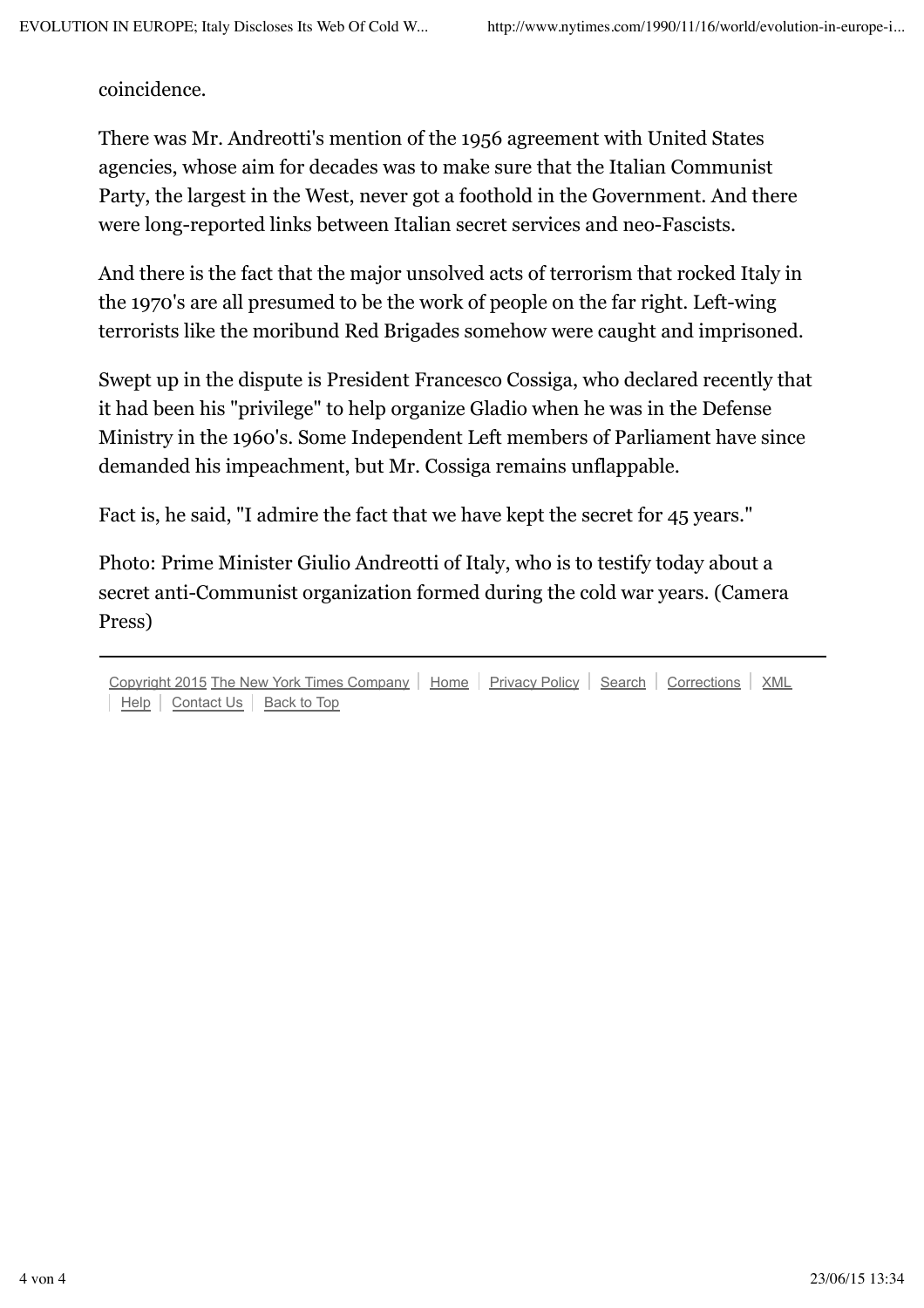coincidence.

There was Mr. Andreotti's mention of the 1956 agreement with United States agencies, whose aim for decades was to make sure that the Italian Communist Party, the largest in the West, never got a foothold in the Government. And there were long-reported links between Italian secret services and neo-Fascists.

And there is the fact that the major unsolved acts of terrorism that rocked Italy in the 1970's are all presumed to be the work of people on the far right. Left-wing terrorists like the moribund Red Brigades somehow were caught and imprisoned.

Swept up in the dispute is President Francesco Cossiga, who declared recently that it had been his "privilege" to help organize Gladio when he was in the Defense Ministry in the 1960's. Some Independent Left members of Parliament have since demanded his impeachment, but Mr. Cossiga remains unflappable.

Fact is, he said, "I admire the fact that we have kept the secret for 45 years."

Photo: Prime Minister Giulio Andreotti of Italy, who is to testify today about a secret anti-Communist organization formed during the cold war years. (Camera Press)

---

Copyright 2015 The New York Times Company | Home | Privacy Policy | Search | Corrections | XML | Help | Contact Us | Back to Top